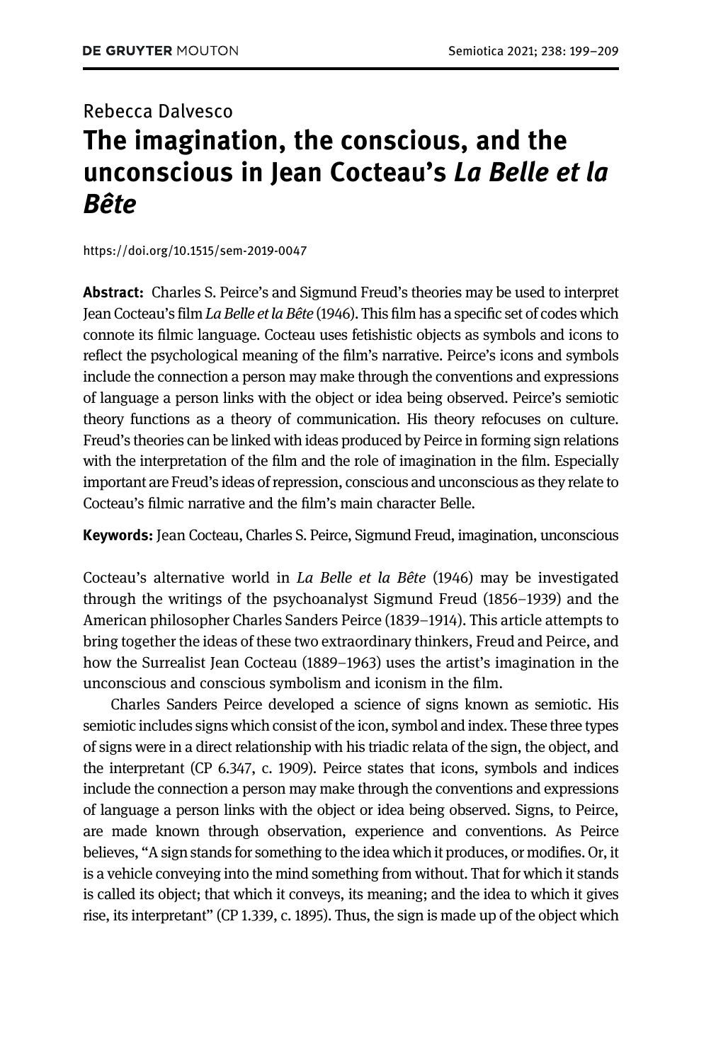Rebecca Dalvesco

# The imagination, the conscious, and the unconscious in Jean Cocteau's *La Belle et la Bête*

https://doi.org/10.1515/sem-2019-0047

**Abstract:** Charles S. Peirce's and Sigmund Freud's theories may be used to interpret Jean Cocteau's film *La Belle et la Bête* (1946). This film has a specific set of codes which connote its filmic language. Cocteau uses fetishistic objects as symbols and icons to reflect the psychological meaning of the film's narrative. Peirce's icons and symbols include the connection a person may make through the conventions and expressions of language a person links with the object or idea being observed. Peirce's semiotic theory functions as a theory of communication. His theory refocuses on culture. Freud's theories can be linked with ideas produced by Peirce in forming sign relations with the interpretation of the film and the role of imagination in the film. Especially important are Freud's ideas of repression, conscious and unconscious as they relate to Cocteau's filmic narrative and the film's main character Belle.

**Keywords:** Jean Cocteau, Charles S. Peirce, Sigmund Freud, imagination, unconscious

Cocteau's alternative world in *La Belle et la Bête* (1946) may be investigated through the writings of the psychoanalyst Sigmund Freud (1856–1939) and the American philosopher Charles Sanders Peirce (1839–1914). This article attempts to bring together the ideas of these two extraordinary thinkers, Freud and Peirce, and how the Surrealist Jean Cocteau (1889–1963) uses the artist's imagination in the unconscious and conscious symbolism and iconism in the film.

Charles Sanders Peirce developed a science of signs known as semiotic. His semiotic includes signs which consist of the icon, symbol and index. These three types of signs were in a direct relationship with his triadic relata of the sign, the object, and the interpretant (CP 6.347, c. 1909). Peirce states that icons, symbols and indices include the connection a person may make through the conventions and expressions of language a person links with the object or idea being observed. Signs, to Peirce, are made known through observation, experience and conventions. As Peirce believes, "A sign stands for something to the idea which it produces, or modifies. Or, it is a vehicle conveying into the mind something from without. That for which it stands is called its object; that which it conveys, its meaning; and the idea to which it gives rise, its interpretant" (CP 1.339, c. 1895). Thus, the sign is made up of the object which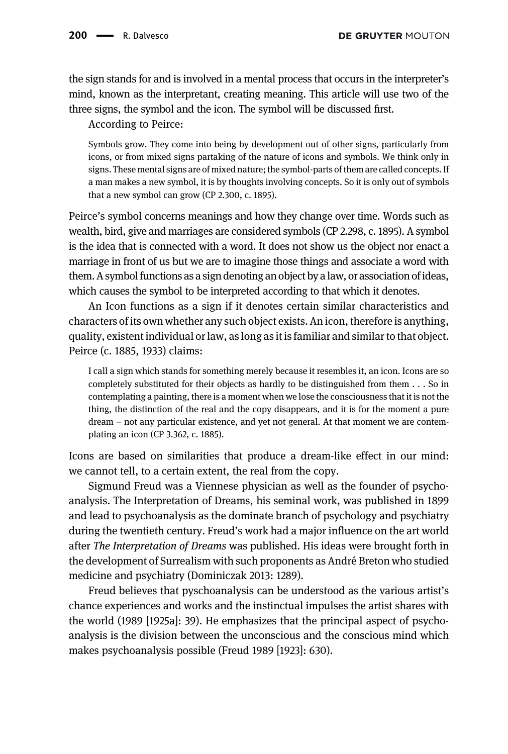the sign stands for and is involved in a mental process that occurs in the interpreter's mind, known as the interpretant, creating meaning. This article will use two of the three signs, the symbol and the icon. The symbol will be discussed first.

According to Peirce:

> Symbols grow. They come into being by development out of other signs, particularly from icons, or from mixed signs partaking of the nature of icons and symbols. We think only in signs. These mental signs are of mixed nature; the symbol-parts of them are called concepts. If a man makes a new symbol, it is by thoughts involving concepts. So it is only out of symbols that a new symbol can grow (CP 2.300, c. 1895).

Peirce's symbol concerns meanings and how they change over time. Words such as wealth, bird, give and marriages are considered symbols (CP 2.298, c. 1895). A symbol is the idea that is connected with a word. It does not show us the object nor enact a marriage in front of us but we are to imagine those things and associate a word with them. A symbol functions as a sign denoting an object by a law, or association of ideas, which causes the symbol to be interpreted according to that which it denotes.

An Icon functions as a sign if it denotes certain similar characteristics and characters of its own whether any such object exists. An icon, therefore is anything, quality, existent individual or law, as long as it is familiar and similar to that object. Peirce (c. 1885, 1933) claims:

> I call a sign which stands for something merely because it resembles it, an icon. Icons are so completely substituted for their objects as hardly to be distinguished from them . . . So in contemplating a painting, there is a moment when we lose the consciousness that it is not the thing, the distinction of the real and the copy disappears, and it is for the moment a pure dream – not any particular existence, and yet not general. At that moment we are contemplating an icon (CP 3.362, c. 1885).

Icons are based on similarities that produce a dream-like effect in our mind: we cannot tell, to a certain extent, the real from the copy.

Sigmund Freud was a Viennese physician as well as the founder of psychoanalysis. The Interpretation of Dreams, his seminal work, was published in 1899 and lead to psychoanalysis as the dominate branch of psychology and psychiatry during the twentieth century. Freud's work had a major influence on the art world after *The Interpretation of Dreams* was published. His ideas were brought forth in the development of Surrealism with such proponents as André Breton who studied medicine and psychiatry (Dominiczak 2013: 1289).

Freud believes that pyschoanalysis can be understood as the various artist's chance experiences and works and the instinctual impulses the artist shares with the world (1989 [1925a]: 39). He emphasizes that the principal aspect of psychoanalysis is the division between the unconscious and the conscious mind which makes psychoanalysis possible (Freud 1989 [1923]: 630).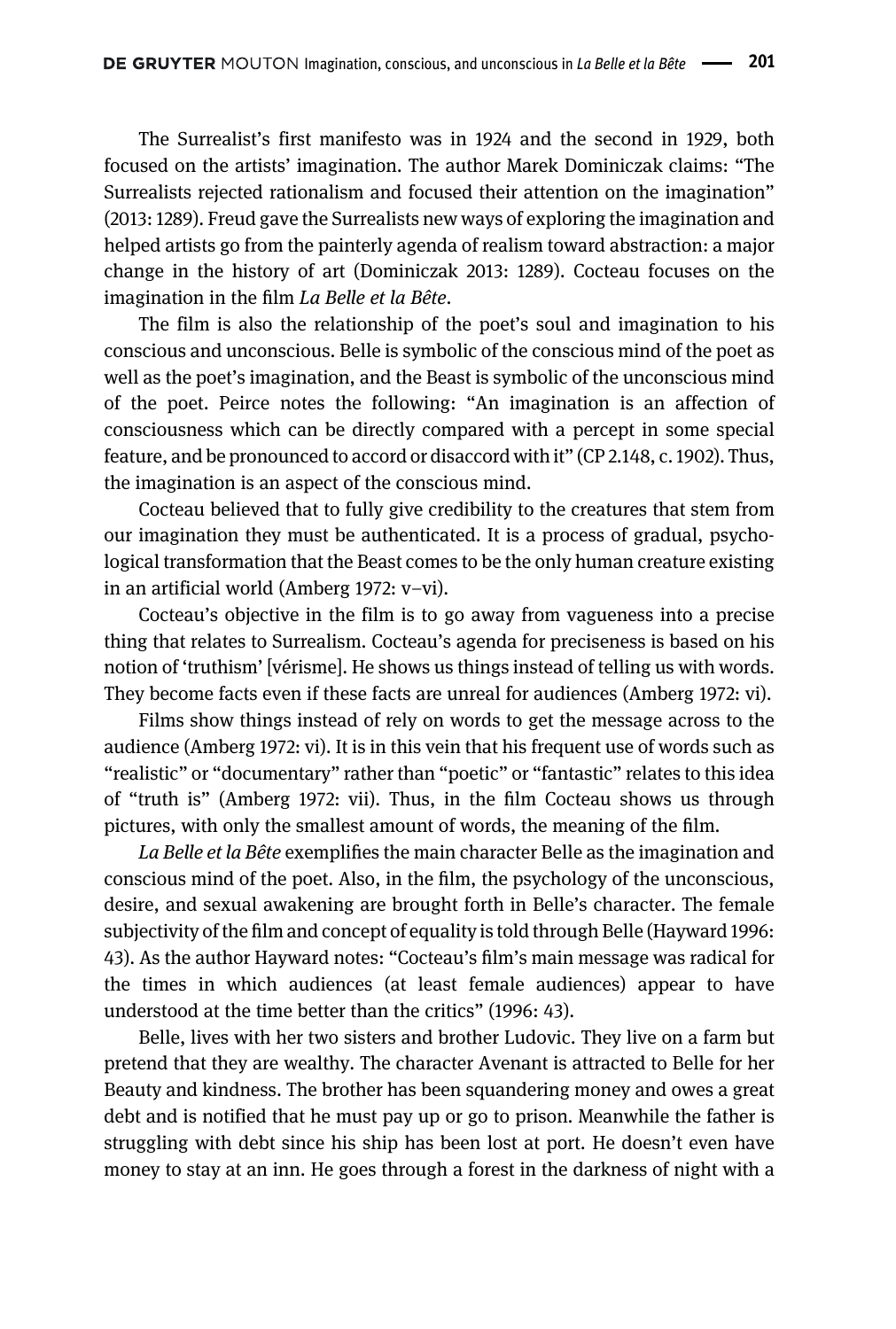The Surrealist's first manifesto was in 1924 and the second in 1929, both focused on the artists' imagination. The author Marek Dominiczak claims: "The Surrealists rejected rationalism and focused their attention on the imagination" (2013: 1289). Freud gave the Surrealists new ways of exploring the imagination and helped artists go from the painterly agenda of realism toward abstraction: a major change in the history of art (Dominiczak 2013: 1289). Cocteau focuses on the imagination in the film *La Belle et la Bête*.

The film is also the relationship of the poet's soul and imagination to his conscious and unconscious. Belle is symbolic of the conscious mind of the poet as well as the poet's imagination, and the Beast is symbolic of the unconscious mind of the poet. Peirce notes the following: "An imagination is an affection of consciousness which can be directly compared with a percept in some special feature, and be pronounced to accord or disaccord with it" (CP 2.148, c. 1902). Thus, the imagination is an aspect of the conscious mind.

Cocteau believed that to fully give credibility to the creatures that stem from our imagination they must be authenticated. It is a process of gradual, psychological transformation that the Beast comes to be the only human creature existing in an artificial world (Amberg 1972: v–vi).

Cocteau's objective in the film is to go away from vagueness into a precise thing that relates to Surrealism. Cocteau's agenda for preciseness is based on his notion of 'truthism' [vérisme]. He shows us things instead of telling us with words. They become facts even if these facts are unreal for audiences (Amberg 1972: vi).

Films show things instead of rely on words to get the message across to the audience (Amberg 1972: vi). It is in this vein that his frequent use of words such as "realistic" or "documentary" rather than "poetic" or "fantastic" relates to this idea of "truth is" (Amberg 1972: vii). Thus, in the film Cocteau shows us through pictures, with only the smallest amount of words, the meaning of the film.

*La Belle et la Bête* exemplifies the main character Belle as the imagination and conscious mind of the poet. Also, in the film, the psychology of the unconscious, desire, and sexual awakening are brought forth in Belle's character. The female subjectivity of the film and concept of equality is told through Belle (Hayward 1996: 43). As the author Hayward notes: "Cocteau's film's main message was radical for the times in which audiences (at least female audiences) appear to have understood at the time better than the critics" (1996: 43).

Belle, lives with her two sisters and brother Ludovic. They live on a farm but pretend that they are wealthy. The character Avenant is attracted to Belle for her Beauty and kindness. The brother has been squandering money and owes a great debt and is notified that he must pay up or go to prison. Meanwhile the father is struggling with debt since his ship has been lost at port. He doesn't even have money to stay at an inn. He goes through a forest in the darkness of night with a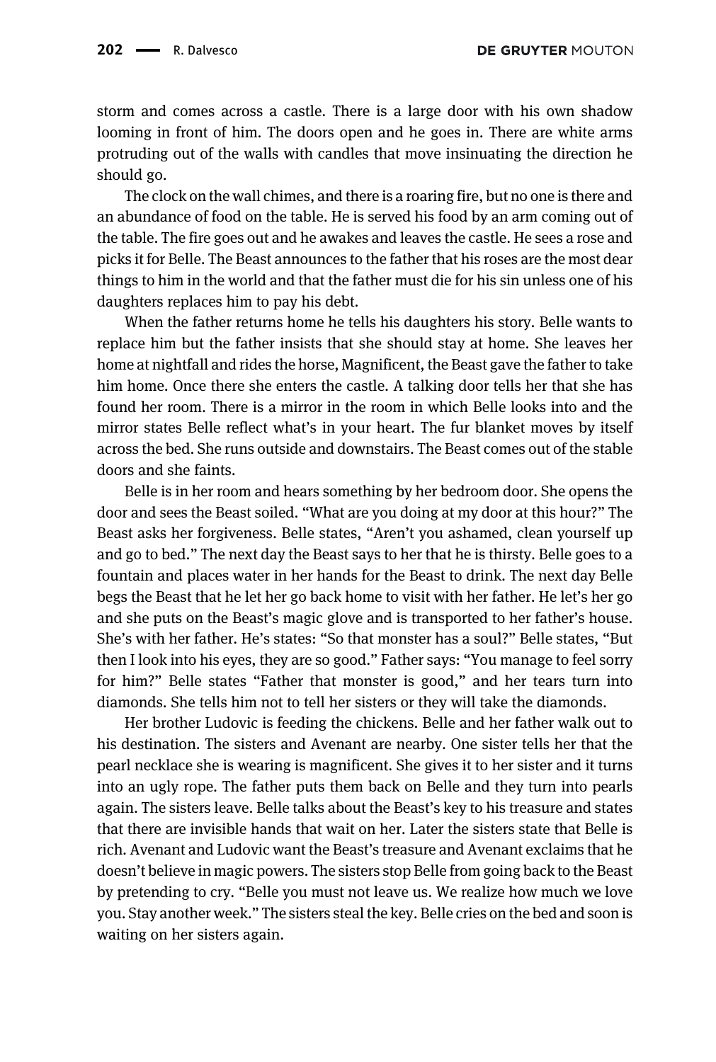storm and comes across a castle. There is a large door with his own shadow looming in front of him. The doors open and he goes in. There are white arms protruding out of the walls with candles that move insinuating the direction he should go.

The clock on the wall chimes, and there is a roaring fire, but no one is there and an abundance of food on the table. He is served his food by an arm coming out of the table. The fire goes out and he awakes and leaves the castle. He sees a rose and picks it for Belle. The Beast announces to the father that his roses are the most dear things to him in the world and that the father must die for his sin unless one of his daughters replaces him to pay his debt.

When the father returns home he tells his daughters his story. Belle wants to replace him but the father insists that she should stay at home. She leaves her home at nightfall and rides the horse, Magnificent, the Beast gave the father to take him home. Once there she enters the castle. A talking door tells her that she has found her room. There is a mirror in the room in which Belle looks into and the mirror states Belle reflect what's in your heart. The fur blanket moves by itself across the bed. She runs outside and downstairs. The Beast comes out of the stable doors and she faints.

Belle is in her room and hears something by her bedroom door. She opens the door and sees the Beast soiled. "What are you doing at my door at this hour?" The Beast asks her forgiveness. Belle states, "Aren't you ashamed, clean yourself up and go to bed." The next day the Beast says to her that he is thirsty. Belle goes to a fountain and places water in her hands for the Beast to drink. The next day Belle begs the Beast that he let her go back home to visit with her father. He let's her go and she puts on the Beast's magic glove and is transported to her father's house. She's with her father. He's states: "So that monster has a soul?" Belle states, "But then I look into his eyes, they are so good." Father says: "You manage to feel sorry for him?" Belle states "Father that monster is good," and her tears turn into diamonds. She tells him not to tell her sisters or they will take the diamonds.

Her brother Ludovic is feeding the chickens. Belle and her father walk out to his destination. The sisters and Avenant are nearby. One sister tells her that the pearl necklace she is wearing is magnificent. She gives it to her sister and it turns into an ugly rope. The father puts them back on Belle and they turn into pearls again. The sisters leave. Belle talks about the Beast's key to his treasure and states that there are invisible hands that wait on her. Later the sisters state that Belle is rich. Avenant and Ludovic want the Beast's treasure and Avenant exclaims that he doesn't believe in magic powers. The sisters stop Belle from going back to the Beast by pretending to cry. "Belle you must not leave us. We realize how much we love you. Stay another week." The sisters steal the key. Belle cries on the bed and soon is waiting on her sisters again.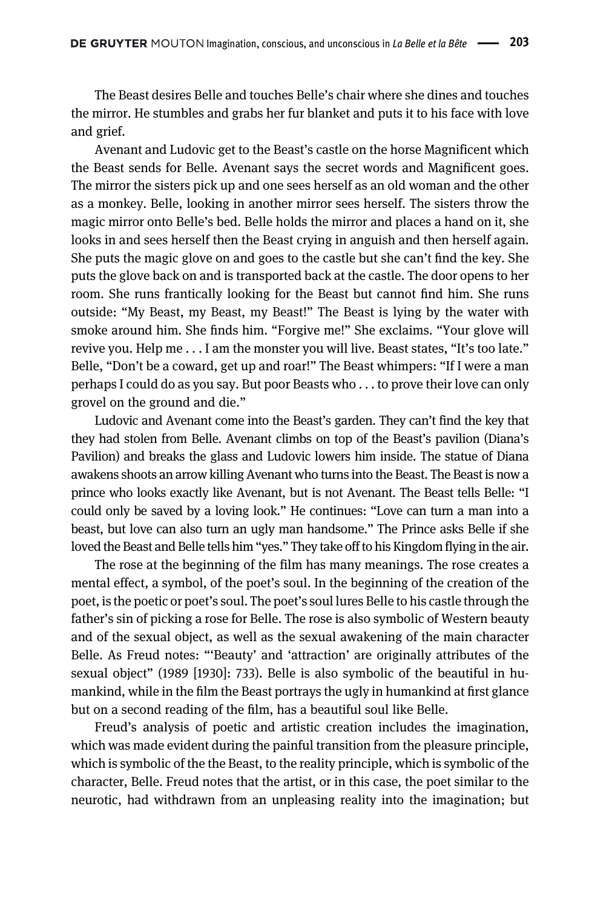The Beast desires Belle and touches Belle's chair where she dines and touches the mirror. He stumbles and grabs her fur blanket and puts it to his face with love and grief.

Avenant and Ludovic get to the Beast's castle on the horse Magnificent which the Beast sends for Belle. Avenant says the secret words and Magnificent goes. The mirror the sisters pick up and one sees herself as an old woman and the other as a monkey. Belle, looking in another mirror sees herself. The sisters throw the magic mirror onto Belle's bed. Belle holds the mirror and places a hand on it, she looks in and sees herself then the Beast crying in anguish and then herself again. She puts the magic glove on and goes to the castle but she can't find the key. She puts the glove back on and is transported back at the castle. The door opens to her room. She runs frantically looking for the Beast but cannot find him. She runs outside: "My Beast, my Beast, my Beast!" The Beast is lying by the water with smoke around him. She finds him. "Forgive me!" She exclaims. "Your glove will revive you. Help me . . . I am the monster you will live. Beast states, "It's too late." Belle, "Don't be a coward, get up and roar!" The Beast whimpers: "If I were a man perhaps I could do as you say. But poor Beasts who . . . to prove their love can only grovel on the ground and die."

Ludovic and Avenant come into the Beast's garden. They can't find the key that they had stolen from Belle. Avenant climbs on top of the Beast's pavilion (Diana's Pavilion) and breaks the glass and Ludovic lowers him inside. The statue of Diana awakens shoots an arrow killing Avenant who turns into the Beast. The Beast is now a prince who looks exactly like Avenant, but is not Avenant. The Beast tells Belle: "I could only be saved by a loving look." He continues: "Love can turn a man into a beast, but love can also turn an ugly man handsome." The Prince asks Belle if she loved the Beast and Belle tells him "yes." They take off to his Kingdom flying in the air.

The rose at the beginning of the film has many meanings. The rose creates a mental effect, a symbol, of the poet's soul. In the beginning of the creation of the poet, is the poetic or poet's soul. The poet's soul lures Belle to his castle through the father's sin of picking a rose for Belle. The rose is also symbolic of Western beauty and of the sexual object, as well as the sexual awakening of the main character Belle. As Freud notes: "'Beauty' and 'attraction' are originally attributes of the sexual object" (1989 [1930]: 733). Belle is also symbolic of the beautiful in humankind, while in the film the Beast portrays the ugly in humankind at first glance but on a second reading of the film, has a beautiful soul like Belle.

Freud's analysis of poetic and artistic creation includes the imagination, which was made evident during the painful transition from the pleasure principle, which is symbolic of the the Beast, to the reality principle, which is symbolic of the character, Belle. Freud notes that the artist, or in this case, the poet similar to the neurotic, had withdrawn from an unpleasing reality into the imagination; but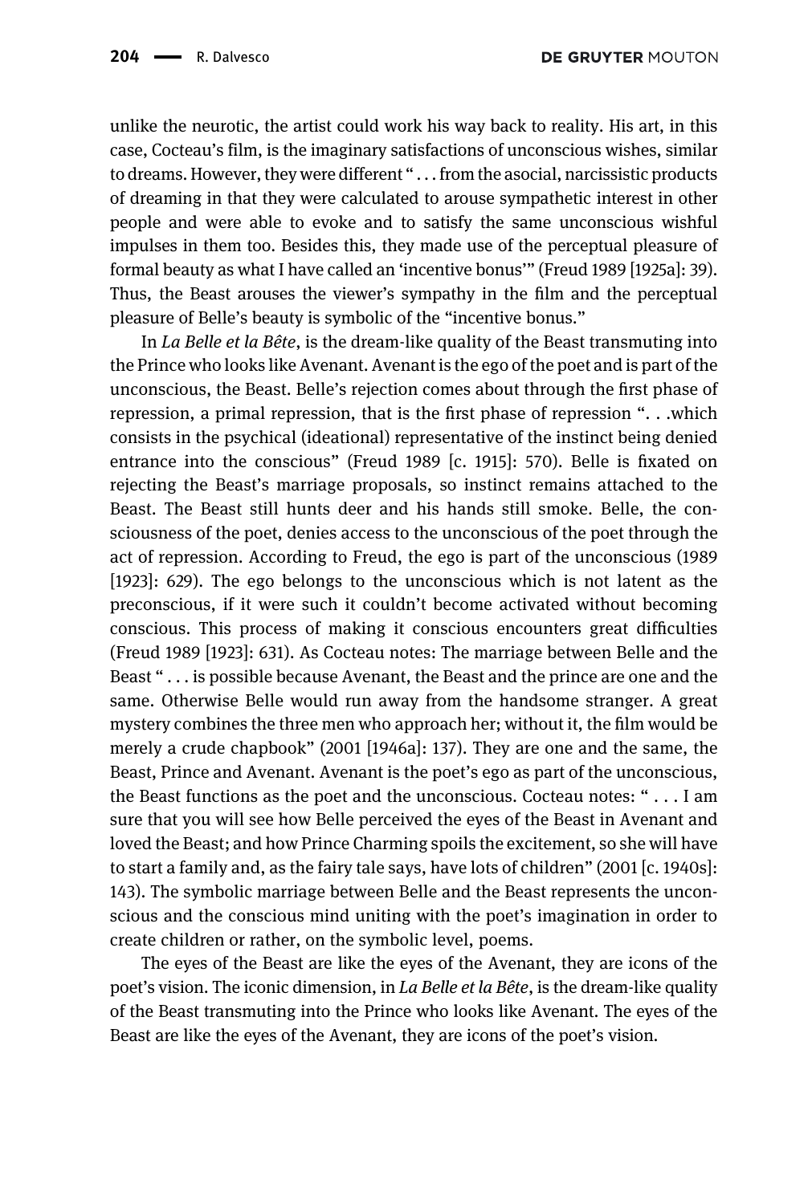unlike the neurotic, the artist could work his way back to reality. His art, in this case, Cocteau's film, is the imaginary satisfactions of unconscious wishes, similar to dreams. However, they were different " . . . from the asocial, narcissistic products of dreaming in that they were calculated to arouse sympathetic interest in other people and were able to evoke and to satisfy the same unconscious wishful impulses in them too. Besides this, they made use of the perceptual pleasure of formal beauty as what I have called an 'incentive bonus'" (Freud 1989 [1925a]: 39). Thus, the Beast arouses the viewer's sympathy in the film and the perceptual pleasure of Belle's beauty is symbolic of the "incentive bonus."

In *La Belle et la Bête*, is the dream-like quality of the Beast transmuting into the Prince who looks like Avenant. Avenant is the ego of the poet and is part of the unconscious, the Beast. Belle's rejection comes about through the first phase of repression, a primal repression, that is the first phase of repression ". . .which consists in the psychical (ideational) representative of the instinct being denied entrance into the conscious" (Freud 1989 [c. 1915]: 570). Belle is fixated on rejecting the Beast's marriage proposals, so instinct remains attached to the Beast. The Beast still hunts deer and his hands still smoke. Belle, the consciousness of the poet, denies access to the unconscious of the poet through the act of repression. According to Freud, the ego is part of the unconscious (1989 [1923]: 629). The ego belongs to the unconscious which is not latent as the preconscious, if it were such it couldn't become activated without becoming conscious. This process of making it conscious encounters great difficulties (Freud 1989 [1923]: 631). As Cocteau notes: The marriage between Belle and the Beast " . . . is possible because Avenant, the Beast and the prince are one and the same. Otherwise Belle would run away from the handsome stranger. A great mystery combines the three men who approach her; without it, the film would be merely a crude chapbook" (2001 [1946a]: 137). They are one and the same, the Beast, Prince and Avenant. Avenant is the poet's ego as part of the unconscious, the Beast functions as the poet and the unconscious. Cocteau notes: " . . . I am sure that you will see how Belle perceived the eyes of the Beast in Avenant and loved the Beast; and how Prince Charming spoils the excitement, so she will have to start a family and, as the fairy tale says, have lots of children" (2001 [c. 1940s]: 143). The symbolic marriage between Belle and the Beast represents the unconscious and the conscious mind uniting with the poet's imagination in order to create children or rather, on the symbolic level, poems.

The eyes of the Beast are like the eyes of the Avenant, they are icons of the poet's vision. The iconic dimension, in *La Belle et la Bête*, is the dream-like quality of the Beast transmuting into the Prince who looks like Avenant. The eyes of the Beast are like the eyes of the Avenant, they are icons of the poet's vision.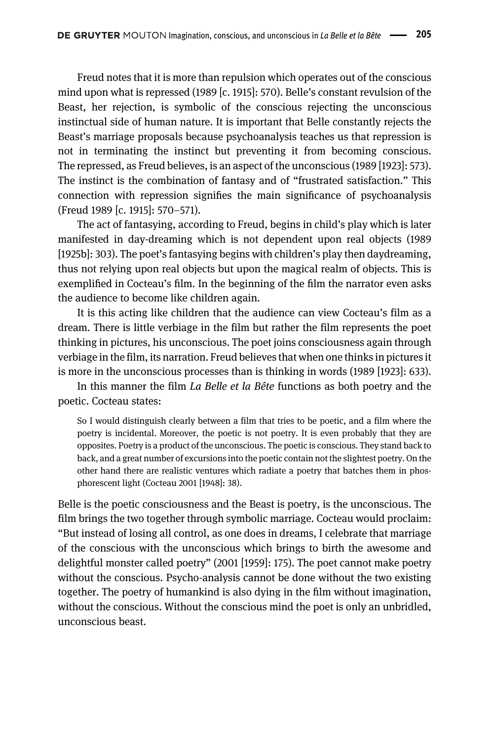Freud notes that it is more than repulsion which operates out of the conscious mind upon what is repressed (1989 [c. 1915]: 570). Belle's constant revulsion of the Beast, her rejection, is symbolic of the conscious rejecting the unconscious instinctual side of human nature. It is important that Belle constantly rejects the Beast's marriage proposals because psychoanalysis teaches us that repression is not in terminating the instinct but preventing it from becoming conscious. The repressed, as Freud believes, is an aspect of the unconscious (1989 [1923]: 573). The instinct is the combination of fantasy and of "frustrated satisfaction." This connection with repression signifies the main significance of psychoanalysis (Freud 1989 [c. 1915]: 570–571).

The act of fantasying, according to Freud, begins in child's play which is later manifested in day-dreaming which is not dependent upon real objects (1989 [1925b]: 303). The poet's fantasying begins with children's play then daydreaming, thus not relying upon real objects but upon the magical realm of objects. This is exemplified in Cocteau's film. In the beginning of the film the narrator even asks the audience to become like children again.

It is this acting like children that the audience can view Cocteau's film as a dream. There is little verbiage in the film but rather the film represents the poet thinking in pictures, his unconscious. The poet joins consciousness again through verbiage in the film, its narration. Freud believes that when one thinks in pictures it is more in the unconscious processes than is thinking in words (1989 [1923]: 633).

In this manner the film *La Belle et la Bête* functions as both poetry and the poetic. Cocteau states:

> So I would distinguish clearly between a film that tries to be poetic, and a film where the poetry is incidental. Moreover, the poetic is not poetry. It is even probably that they are opposites. Poetry is a product of the unconscious. The poetic is conscious. They stand back to back, and a great number of excursions into the poetic contain not the slightest poetry. On the other hand there are realistic ventures which radiate a poetry that batches them in phosphorescent light (Cocteau 2001 [1948]: 38).

Belle is the poetic consciousness and the Beast is poetry, is the unconscious. The film brings the two together through symbolic marriage. Cocteau would proclaim: "But instead of losing all control, as one does in dreams, I celebrate that marriage of the conscious with the unconscious which brings to birth the awesome and delightful monster called poetry" (2001 [1959]: 175). The poet cannot make poetry without the conscious. Psycho-analysis cannot be done without the two existing together. The poetry of humankind is also dying in the film without imagination, without the conscious. Without the conscious mind the poet is only an unbridled, unconscious beast.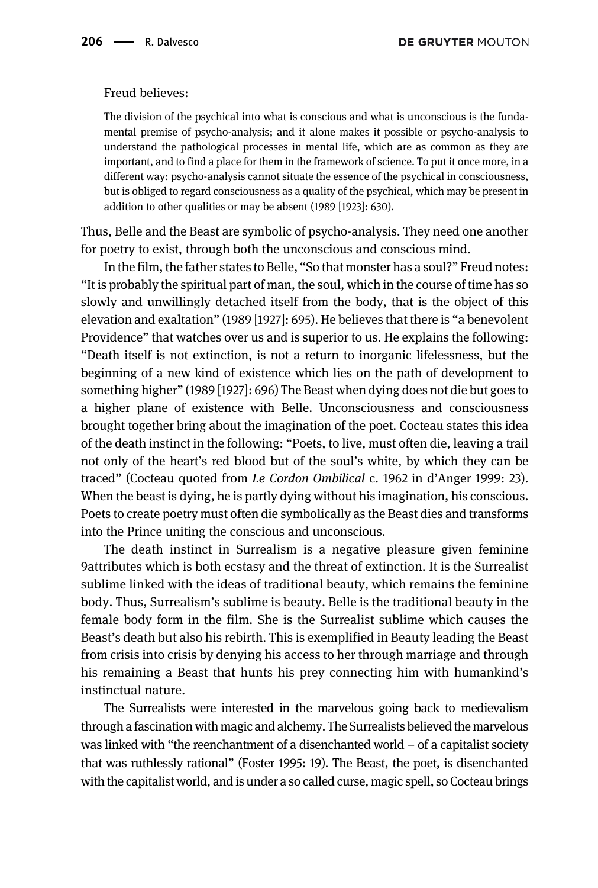Freud believes:

> The division of the psychical into what is conscious and what is unconscious is the fundamental premise of psycho-analysis; and it alone makes it possible or psycho-analysis to understand the pathological processes in mental life, which are as common as they are important, and to find a place for them in the framework of science. To put it once more, in a different way: psycho-analysis cannot situate the essence of the psychical in consciousness, but is obliged to regard consciousness as a quality of the psychical, which may be present in addition to other qualities or may be absent (1989 [1923]: 630).

Thus, Belle and the Beast are symbolic of psycho-analysis. They need one another for poetry to exist, through both the unconscious and conscious mind.

In the film, the father states to Belle, "So that monster has a soul?" Freud notes: "It is probably the spiritual part of man, the soul, which in the course of time has so slowly and unwillingly detached itself from the body, that is the object of this elevation and exaltation" (1989 [1927]: 695). He believes that there is "a benevolent Providence" that watches over us and is superior to us. He explains the following: "Death itself is not extinction, is not a return to inorganic lifelessness, but the beginning of a new kind of existence which lies on the path of development to something higher" (1989 [1927]: 696) The Beast when dying does not die but goes to a higher plane of existence with Belle. Unconsciousness and consciousness brought together bring about the imagination of the poet. Cocteau states this idea of the death instinct in the following: "Poets, to live, must often die, leaving a trail not only of the heart's red blood but of the soul's white, by which they can be traced" (Cocteau quoted from *Le Cordon Ombilical* c. 1962 in d'Anger 1999: 23). When the beast is dying, he is partly dying without his imagination, his conscious. Poets to create poetry must often die symbolically as the Beast dies and transforms into the Prince uniting the conscious and unconscious.

The death instinct in Surrealism is a negative pleasure given feminine 9attributes which is both ecstasy and the threat of extinction. It is the Surrealist sublime linked with the ideas of traditional beauty, which remains the feminine body. Thus, Surrealism's sublime is beauty. Belle is the traditional beauty in the female body form in the film. She is the Surrealist sublime which causes the Beast's death but also his rebirth. This is exemplified in Beauty leading the Beast from crisis into crisis by denying his access to her through marriage and through his remaining a Beast that hunts his prey connecting him with humankind's instinctual nature.

The Surrealists were interested in the marvelous going back to medievalism through a fascination with magic and alchemy. The Surrealists believed the marvelous was linked with "the reenchantment of a disenchanted world – of a capitalist society that was ruthlessly rational" (Foster 1995: 19). The Beast, the poet, is disenchanted with the capitalist world, and is under a so called curse, magic spell, so Cocteau brings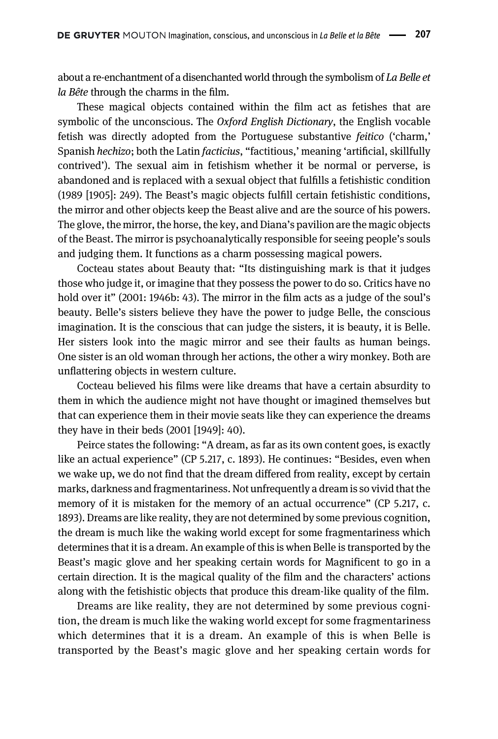about a re-enchantment of a disenchanted world through the symbolism of *La Belle et la Bête* through the charms in the film.

These magical objects contained within the film act as fetishes that are symbolic of the unconscious. The *Oxford English Dictionary*, the English vocable fetish was directly adopted from the Portuguese substantive *feitico* ('charm,' Spanish *hechizo*; both the Latin *facticius*, "factitious,' meaning 'artificial, skillfully contrived'). The sexual aim in fetishism whether it be normal or perverse, is abandoned and is replaced with a sexual object that fulfills a fetishistic condition (1989 [1905]: 249). The Beast's magic objects fulfill certain fetishistic conditions, the mirror and other objects keep the Beast alive and are the source of his powers. The glove, the mirror, the horse, the key, and Diana's pavilion are the magic objects of the Beast. The mirror is psychoanalytically responsible for seeing people's souls and judging them. It functions as a charm possessing magical powers.

Cocteau states about Beauty that: "Its distinguishing mark is that it judges those who judge it, or imagine that they possess the power to do so. Critics have no hold over it" (2001: 1946b: 43). The mirror in the film acts as a judge of the soul's beauty. Belle's sisters believe they have the power to judge Belle, the conscious imagination. It is the conscious that can judge the sisters, it is beauty, it is Belle. Her sisters look into the magic mirror and see their faults as human beings. One sister is an old woman through her actions, the other a wiry monkey. Both are unflattering objects in western culture.

Cocteau believed his films were like dreams that have a certain absurdity to them in which the audience might not have thought or imagined themselves but that can experience them in their movie seats like they can experience the dreams they have in their beds (2001 [1949]: 40).

Peirce states the following: "A dream, as far as its own content goes, is exactly like an actual experience" (CP 5.217, c. 1893). He continues: "Besides, even when we wake up, we do not find that the dream differed from reality, except by certain marks, darkness and fragmentariness. Not unfrequently a dream is so vivid that the memory of it is mistaken for the memory of an actual occurrence" (CP 5.217, c. 1893). Dreams are like reality, they are not determined by some previous cognition, the dream is much like the waking world except for some fragmentariness which determines that it is a dream. An example of this is when Belle is transported by the Beast's magic glove and her speaking certain words for Magnificent to go in a certain direction. It is the magical quality of the film and the characters' actions along with the fetishistic objects that produce this dream-like quality of the film.

Dreams are like reality, they are not determined by some previous cognition, the dream is much like the waking world except for some fragmentariness which determines that it is a dream. An example of this is when Belle is transported by the Beast's magic glove and her speaking certain words for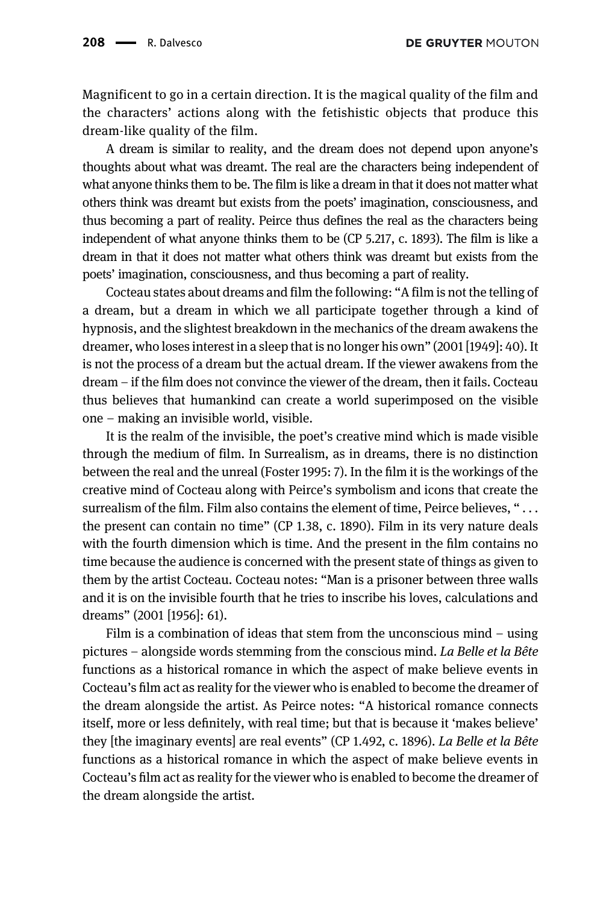Magnificent to go in a certain direction. It is the magical quality of the film and the characters' actions along with the fetishistic objects that produce this dream-like quality of the film.

A dream is similar to reality, and the dream does not depend upon anyone's thoughts about what was dreamt. The real are the characters being independent of what anyone thinks them to be. The film is like a dream in that it does not matter what others think was dreamt but exists from the poets' imagination, consciousness, and thus becoming a part of reality. Peirce thus defines the real as the characters being independent of what anyone thinks them to be (CP 5.217, c. 1893). The film is like a dream in that it does not matter what others think was dreamt but exists from the poets' imagination, consciousness, and thus becoming a part of reality.

Cocteau states about dreams and film the following: "A film is not the telling of a dream, but a dream in which we all participate together through a kind of hypnosis, and the slightest breakdown in the mechanics of the dream awakens the dreamer, who loses interest in a sleep that is no longer his own" (2001 [1949]: 40). It is not the process of a dream but the actual dream. If the viewer awakens from the dream – if the film does not convince the viewer of the dream, then it fails. Cocteau thus believes that humankind can create a world superimposed on the visible one – making an invisible world, visible.

It is the realm of the invisible, the poet's creative mind which is made visible through the medium of film. In Surrealism, as in dreams, there is no distinction between the real and the unreal (Foster 1995: 7). In the film it is the workings of the creative mind of Cocteau along with Peirce's symbolism and icons that create the surrealism of the film. Film also contains the element of time, Peirce believes, " . . . the present can contain no time" (CP 1.38, c. 1890). Film in its very nature deals with the fourth dimension which is time. And the present in the film contains no time because the audience is concerned with the present state of things as given to them by the artist Cocteau. Cocteau notes: "Man is a prisoner between three walls and it is on the invisible fourth that he tries to inscribe his loves, calculations and dreams" (2001 [1956]: 61).

Film is a combination of ideas that stem from the unconscious mind – using pictures – alongside words stemming from the conscious mind. *La Belle et la Bête* functions as a historical romance in which the aspect of make believe events in Cocteau's film act as reality for the viewer who is enabled to become the dreamer of the dream alongside the artist. As Peirce notes: "A historical romance connects itself, more or less definitely, with real time; but that is because it 'makes believe' they [the imaginary events] are real events" (CP 1.492, c. 1896). *La Belle et la Bête* functions as a historical romance in which the aspect of make believe events in Cocteau's film act as reality for the viewer who is enabled to become the dreamer of the dream alongside the artist.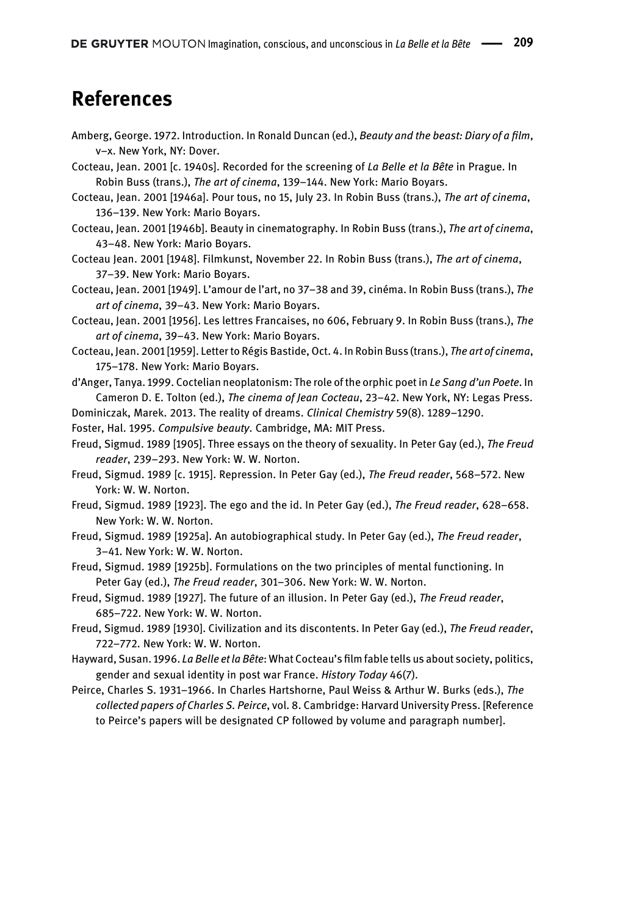## References

Amberg, George. 1972. Introduction. In Ronald Duncan (ed.), *Beauty and the beast: Diary of a film*, v–x. New York, NY: Dover.

Cocteau, Jean. 2001 [c. 1940s]. Recorded for the screening of *La Belle et la Bête* in Prague. In Robin Buss (trans.), *The art of cinema*, 139–144. New York: Mario Boyars.

Cocteau, Jean. 2001 [1946a]. Pour tous, no 15, July 23. In Robin Buss (trans.), *The art of cinema*, 136–139. New York: Mario Boyars.

Cocteau, Jean. 2001 [1946b]. Beauty in cinematography. In Robin Buss (trans.), *The art of cinema*, 43–48. New York: Mario Boyars.

Cocteau Jean. 2001 [1948]. Filmkunst, November 22. In Robin Buss (trans.), *The art of cinema*, 37–39. New York: Mario Boyars.

Cocteau, Jean. 2001 [1949]. L'amour de l'art, no 37–38 and 39, cinéma. In Robin Buss (trans.), *The art of cinema*, 39–43. New York: Mario Boyars.

Cocteau, Jean. 2001 [1956]. Les lettres Francaises, no 606, February 9. In Robin Buss (trans.), *The art of cinema*, 39–43. New York: Mario Boyars.

Cocteau, Jean. 2001 [1959]. Letter to Régis Bastide, Oct. 4. In Robin Buss (trans.), *The art of cinema*, 175–178. New York: Mario Boyars.

d'Anger, Tanya. 1999. Coctelian neoplatonism: The role of the orphic poet in *Le Sang d'un Poete*. In Cameron D. E. Tolton (ed.), *The cinema of Jean Cocteau*, 23–42. New York, NY: Legas Press.

Dominiczak, Marek. 2013. The reality of dreams. *Clinical Chemistry* 59(8). 1289–1290.

Foster, Hal. 1995. *Compulsive beauty*. Cambridge, MA: MIT Press.

Freud, Sigmud. 1989 [1905]. Three essays on the theory of sexuality. In Peter Gay (ed.), *The Freud reader*, 239–293. New York: W. W. Norton.

Freud, Sigmud. 1989 [c. 1915]. Repression. In Peter Gay (ed.), *The Freud reader*, 568–572. New York: W. W. Norton.

Freud, Sigmud. 1989 [1923]. The ego and the id. In Peter Gay (ed.), *The Freud reader*, 628–658. New York: W. W. Norton.

Freud, Sigmud. 1989 [1925a]. An autobiographical study. In Peter Gay (ed.), *The Freud reader*, 3–41. New York: W. W. Norton.

Freud, Sigmud. 1989 [1925b]. Formulations on the two principles of mental functioning. In Peter Gay (ed.), *The Freud reader*, 301–306. New York: W. W. Norton.

Freud, Sigmud. 1989 [1927]. The future of an illusion. In Peter Gay (ed.), *The Freud reader*, 685–722. New York: W. W. Norton.

Freud, Sigmud. 1989 [1930]. Civilization and its discontents. In Peter Gay (ed.), *The Freud reader*, 722–772. New York: W. W. Norton.

Hayward, Susan. 1996. *La Belle et la Bête*: What Cocteau's film fable tells us about society, politics, gender and sexual identity in post war France. *History Today* 46(7).

Peirce, Charles S. 1931–1966. In Charles Hartshorne, Paul Weiss & Arthur W. Burks (eds.), *The collected papers of Charles S. Peirce*, vol. 8. Cambridge: Harvard University Press. [Reference to Peirce's papers will be designated CP followed by volume and paragraph number].